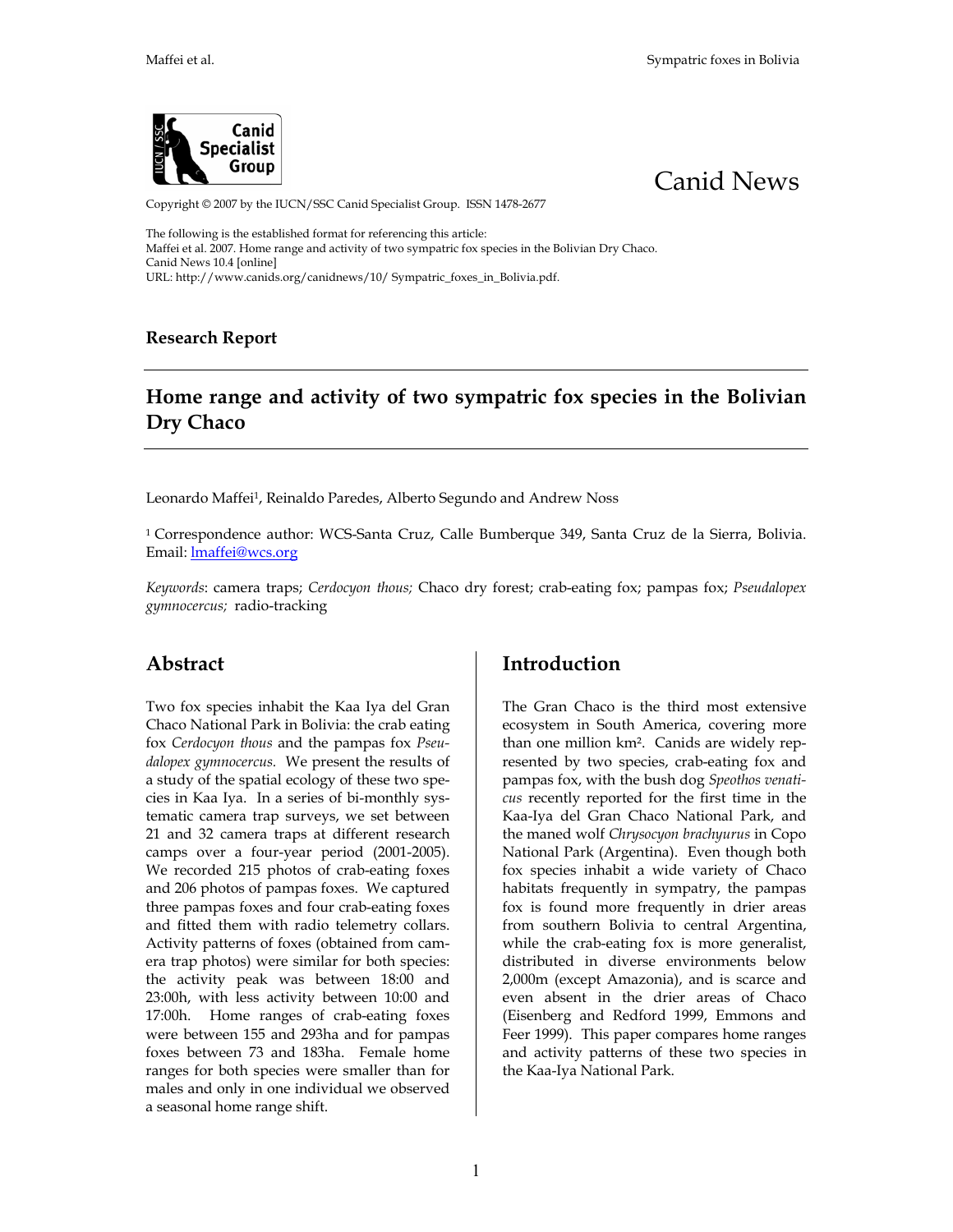Canid News

Copyright © 2007 by the IUCN/SSC Canid Specialist Group. ISSN 1478-2677

The following is the established format for referencing this article:
Maffei et al. 2007. Home range and activity of two sympatric fox species in the Bolivian Dry Chaco. Canid News 10.4 [online]
URL: http://www.canids.org/canidnews/10/ Sympatric_foxes_in_Bolivia.pdf.

**Research Report**

# Home range and activity of two sympatric fox species in the Bolivian Dry Chaco

Leonardo Maffei[1], Reinaldo Paredes, Alberto Segundo and Andrew Noss

[1] Correspondence author: WCS-Santa Cruz, Calle Bumberque 349, Santa Cruz de la Sierra, Bolivia. Email: lmaffei@wcs.org

*Keywords*: camera traps; *Cerdocyon thous;* Chaco dry forest; crab-eating fox; pampas fox; *Pseudalopex gymnocercus;* radio-tracking

## Abstract

Two fox species inhabit the Kaa Iya del Gran Chaco National Park in Bolivia: the crab eating fox *Cerdocyon thous* and the pampas fox *Pseudalopex gymnocercus*. We present the results of a study of the spatial ecology of these two species in Kaa Iya. In a series of bi-monthly systematic camera trap surveys, we set between 21 and 32 camera traps at different research camps over a four-year period (2001-2005). We recorded 215 photos of crab-eating foxes and 206 photos of pampas foxes. We captured three pampas foxes and four crab-eating foxes and fitted them with radio telemetry collars. Activity patterns of foxes (obtained from camera trap photos) were similar for both species: the activity peak was between 18:00 and 23:00h, with less activity between 10:00 and 17:00h. Home ranges of crab-eating foxes were between 155 and 293ha and for pampas foxes between 73 and 183ha. Female home ranges for both species were smaller than for males and only in one individual we observed a seasonal home range shift.

## Introduction

The Gran Chaco is the third most extensive ecosystem in South America, covering more than one million km². Canids are widely represented by two species, crab-eating fox and pampas fox, with the bush dog *Speothos venaticus* recently reported for the first time in the Kaa-Iya del Gran Chaco National Park, and the maned wolf *Chrysocyon brachyurus* in Copo National Park (Argentina). Even though both fox species inhabit a wide variety of Chaco habitats frequently in sympatry, the pampas fox is found more frequently in drier areas from southern Bolivia to central Argentina, while the crab-eating fox is more generalist, distributed in diverse environments below 2,000m (except Amazonia), and is scarce and even absent in the drier areas of Chaco (Eisenberg and Redford 1999, Emmons and Feer 1999). This paper compares home ranges and activity patterns of these two species in the Kaa-Iya National Park.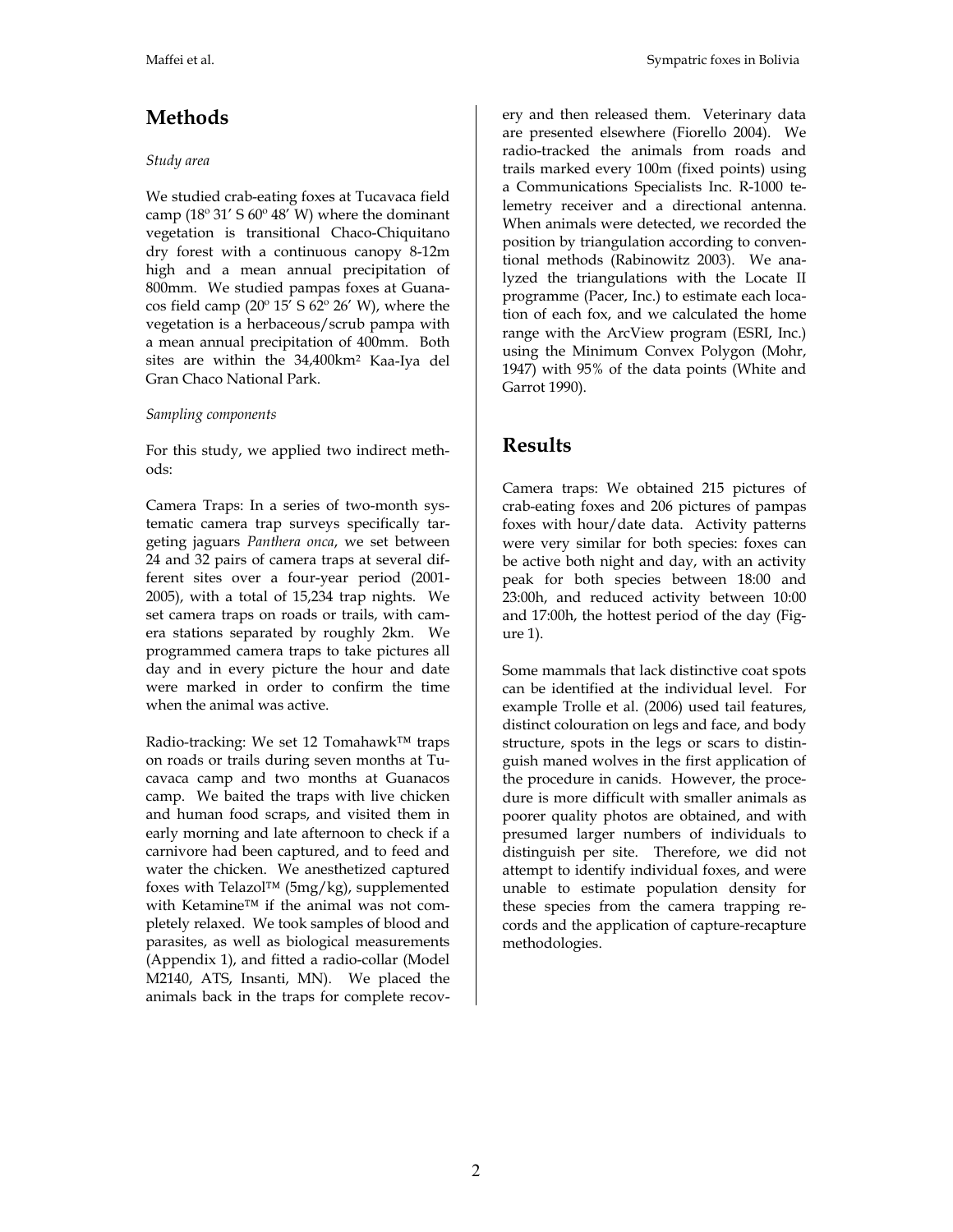## Methods

### *Study area*

We studied crab-eating foxes at Tucavaca field camp (18º 31′ S 60º 48′ W) where the dominant vegetation is transitional Chaco-Chiquitano dry forest with a continuous canopy 8-12m high and a mean annual precipitation of 800mm. We studied pampas foxes at Guanacos field camp (20º 15′ S 62º 26′ W), where the vegetation is a herbaceous/scrub pampa with a mean annual precipitation of 400mm. Both sites are within the 34,400km² Kaa-Iya del Gran Chaco National Park.

### *Sampling components*

For this study, we applied two indirect methods:

Camera Traps: In a series of two-month systematic camera trap surveys specifically targeting jaguars *Panthera onca*, we set between 24 and 32 pairs of camera traps at several different sites over a four-year period (2001-2005), with a total of 15,234 trap nights. We set camera traps on roads or trails, with camera stations separated by roughly 2km. We programmed camera traps to take pictures all day and in every picture the hour and date were marked in order to confirm the time when the animal was active.

Radio-tracking: We set 12 Tomahawk™ traps on roads or trails during seven months at Tucavaca camp and two months at Guanacos camp. We baited the traps with live chicken and human food scraps, and visited them in early morning and late afternoon to check if a carnivore had been captured, and to feed and water the chicken. We anesthetized captured foxes with Telazol™ (5mg/kg), supplemented with Ketamine™ if the animal was not completely relaxed. We took samples of blood and parasites, as well as biological measurements (Appendix 1), and fitted a radio-collar (Model M2140, ATS, Insanti, MN). We placed the animals back in the traps for complete recovery and then released them. Veterinary data are presented elsewhere (Fiorello 2004). We radio-tracked the animals from roads and trails marked every 100m (fixed points) using a Communications Specialists Inc. R-1000 telemetry receiver and a directional antenna. When animals were detected, we recorded the position by triangulation according to conventional methods (Rabinowitz 2003). We analyzed the triangulations with the Locate II programme (Pacer, Inc.) to estimate each location of each fox, and we calculated the home range with the ArcView program (ESRI, Inc.) using the Minimum Convex Polygon (Mohr, 1947) with 95% of the data points (White and Garrot 1990).

## Results

Camera traps: We obtained 215 pictures of crab-eating foxes and 206 pictures of pampas foxes with hour/date data. Activity patterns were very similar for both species: foxes can be active both night and day, with an activity peak for both species between 18:00 and 23:00h, and reduced activity between 10:00 and 17:00h, the hottest period of the day (Figure 1).

Some mammals that lack distinctive coat spots can be identified at the individual level. For example Trolle et al. (2006) used tail features, distinct colouration on legs and face, and body structure, spots in the legs or scars to distinguish maned wolves in the first application of the procedure in canids. However, the procedure is more difficult with smaller animals as poorer quality photos are obtained, and with presumed larger numbers of individuals to distinguish per site. Therefore, we did not attempt to identify individual foxes, and were unable to estimate population density for these species from the camera trapping records and the application of capture-recapture methodologies.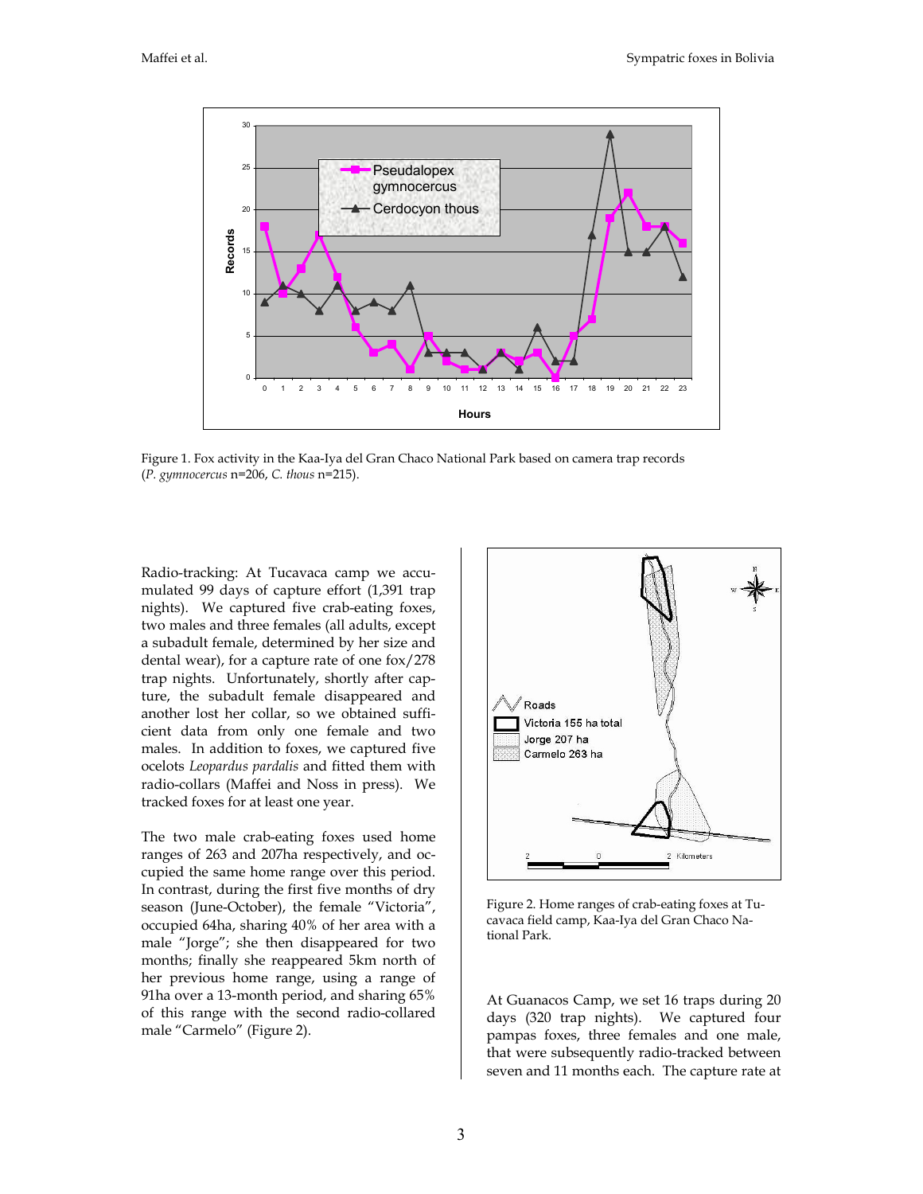Figure 1. Fox activity in the Kaa-Iya del Gran Chaco National Park based on camera trap records (*P. gymnocercus* n=206, *C. thous* n=215).

Radio-tracking: At Tucavaca camp we accumulated 99 days of capture effort (1,391 trap nights). We captured five crab-eating foxes, two males and three females (all adults, except a subadult female, determined by her size and dental wear), for a capture rate of one fox/278 trap nights. Unfortunately, shortly after capture, the subadult female disappeared and another lost her collar, so we obtained sufficient data from only one female and two males. In addition to foxes, we captured five ocelots *Leopardus pardalis* and fitted them with radio-collars (Maffei and Noss in press). We tracked foxes for at least one year.

The two male crab-eating foxes used home ranges of 263 and 207ha respectively, and occupied the same home range over this period. In contrast, during the first five months of dry season (June-October), the female "Victoria", occupied 64ha, sharing 40% of her area with a male "Jorge"; she then disappeared for two months; finally she reappeared 5km north of her previous home range, using a range of 91ha over a 13-month period, and sharing 65% of this range with the second radio-collared male "Carmelo" (Figure 2).

Figure 2. Home ranges of crab-eating foxes at Tucavaca field camp, Kaa-Iya del Gran Chaco National Park.

At Guanacos Camp, we set 16 traps during 20 days (320 trap nights). We captured four pampas foxes, three females and one male, that were subsequently radio-tracked between seven and 11 months each. The capture rate at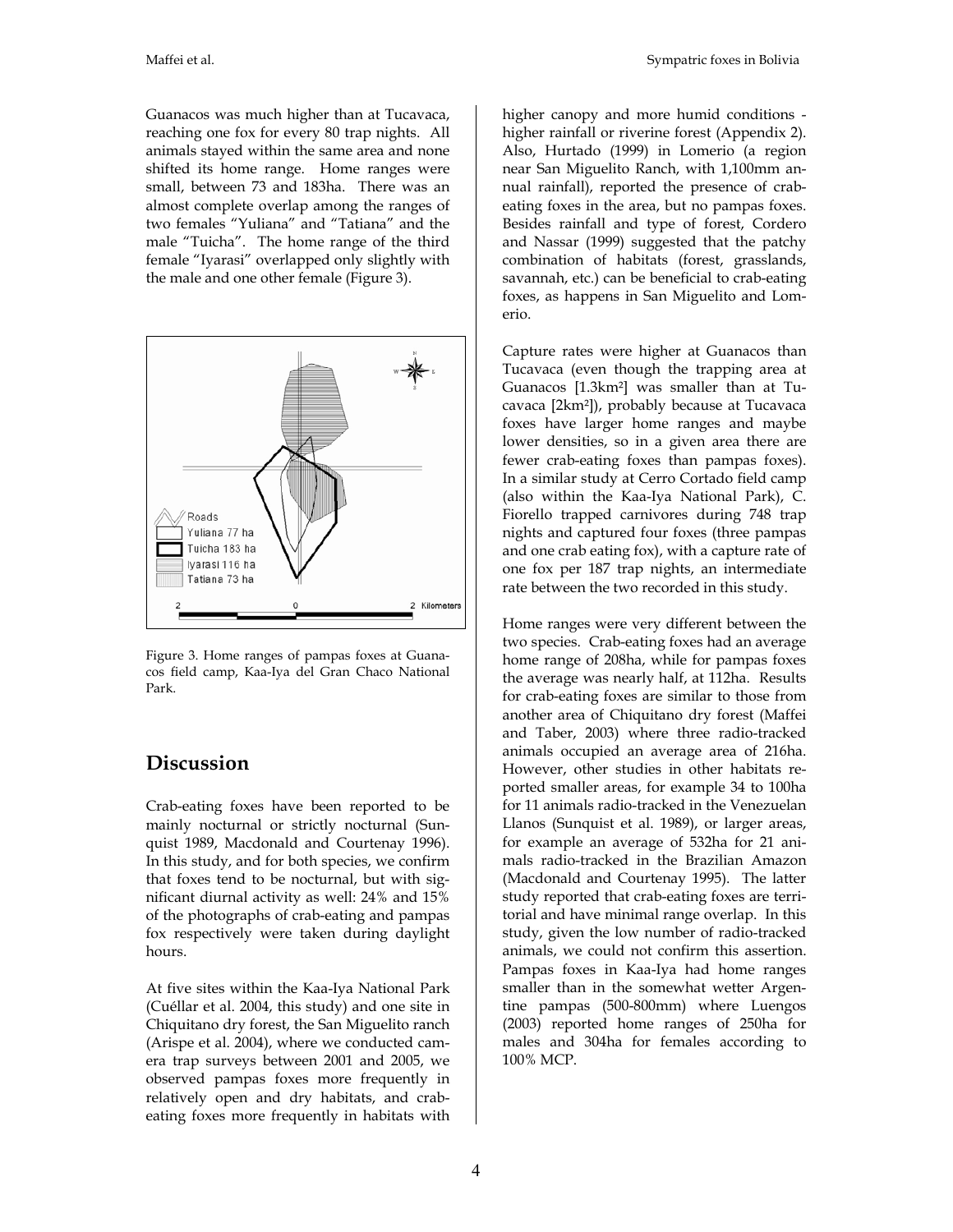Guanacos was much higher than at Tucavaca, reaching one fox for every 80 trap nights. All animals stayed within the same area and none shifted its home range. Home ranges were small, between 73 and 183ha. There was an almost complete overlap among the ranges of two females "Yuliana" and "Tatiana" and the male "Tuicha". The home range of the third female "Iyarasi" overlapped only slightly with the male and one other female (Figure 3).

Figure 3. Home ranges of pampas foxes at Guanacos field camp, Kaa-Iya del Gran Chaco National Park.

## Discussion

Crab-eating foxes have been reported to be mainly nocturnal or strictly nocturnal (Sunquist 1989, Macdonald and Courtenay 1996). In this study, and for both species, we confirm that foxes tend to be nocturnal, but with significant diurnal activity as well: 24% and 15% of the photographs of crab-eating and pampas fox respectively were taken during daylight hours.

At five sites within the Kaa-Iya National Park (Cuéllar et al. 2004, this study) and one site in Chiquitano dry forest, the San Miguelito ranch (Arispe et al. 2004), where we conducted camera trap surveys between 2001 and 2005, we observed pampas foxes more frequently in relatively open and dry habitats, and crab-eating foxes more frequently in habitats with higher canopy and more humid conditions - higher rainfall or riverine forest (Appendix 2). Also, Hurtado (1999) in Lomerio (a region near San Miguelito Ranch, with 1,100mm annual rainfall), reported the presence of crab-eating foxes in the area, but no pampas foxes. Besides rainfall and type of forest, Cordero and Nassar (1999) suggested that the patchy combination of habitats (forest, grasslands, savannah, etc.) can be beneficial to crab-eating foxes, as happens in San Miguelito and Lomerio.

Capture rates were higher at Guanacos than Tucavaca (even though the trapping area at Guanacos [1.3km²] was smaller than at Tucavaca [2km²]), probably because at Tucavaca foxes have larger home ranges and maybe lower densities, so in a given area there are fewer crab-eating foxes than pampas foxes). In a similar study at Cerro Cortado field camp (also within the Kaa-Iya National Park), C. Fiorello trapped carnivores during 748 trap nights and captured four foxes (three pampas and one crab eating fox), with a capture rate of one fox per 187 trap nights, an intermediate rate between the two recorded in this study.

Home ranges were very different between the two species. Crab-eating foxes had an average home range of 208ha, while for pampas foxes the average was nearly half, at 112ha. Results for crab-eating foxes are similar to those from another area of Chiquitano dry forest (Maffei and Taber, 2003) where three radio-tracked animals occupied an average area of 216ha. However, other studies in other habitats reported smaller areas, for example 34 to 100ha for 11 animals radio-tracked in the Venezuelan Llanos (Sunquist et al. 1989), or larger areas, for example an average of 532ha for 21 animals radio-tracked in the Brazilian Amazon (Macdonald and Courtenay 1995). The latter study reported that crab-eating foxes are territorial and have minimal range overlap. In this study, given the low number of radio-tracked animals, we could not confirm this assertion. Pampas foxes in Kaa-Iya had home ranges smaller than in the somewhat wetter Argentine pampas (500-800mm) where Luengos (2003) reported home ranges of 250ha for males and 304ha for females according to 100% MCP.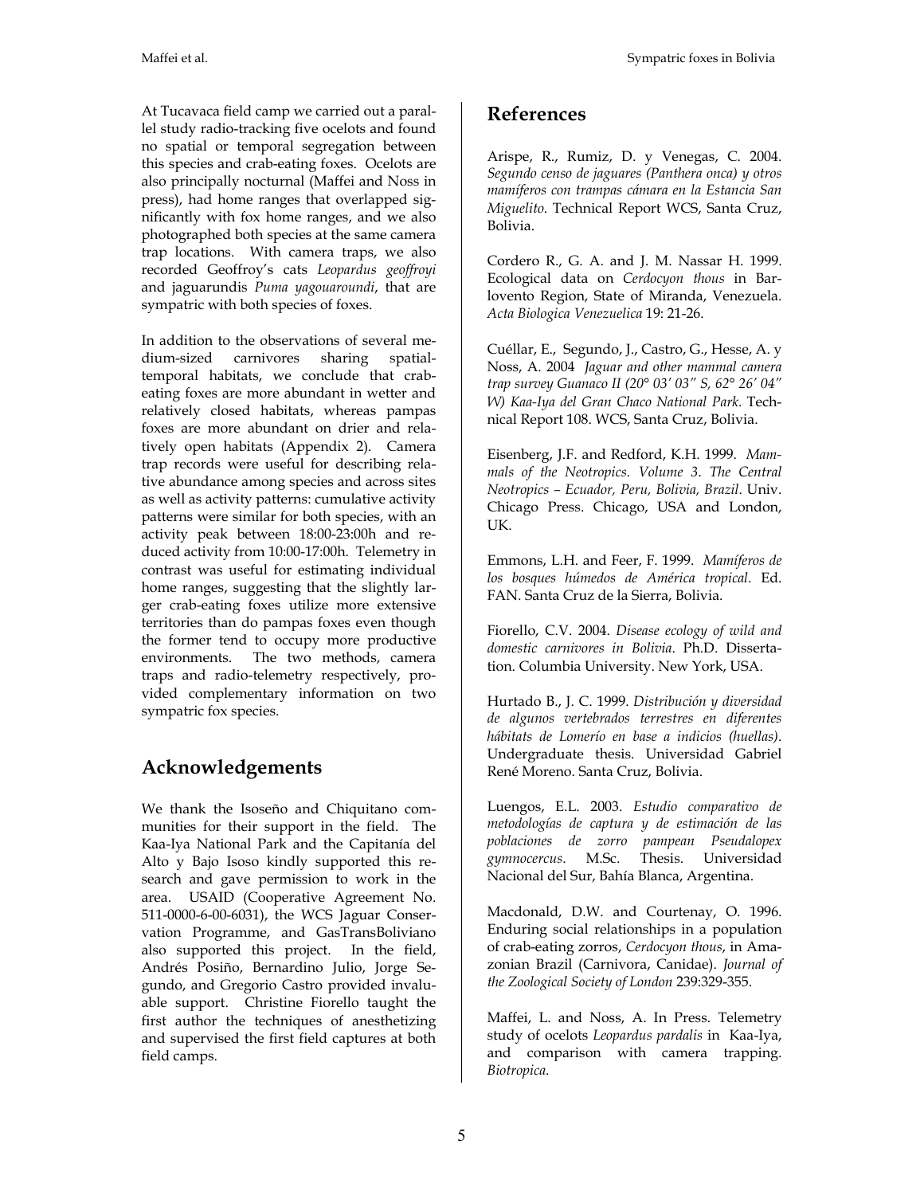At Tucavaca field camp we carried out a parallel study radio-tracking five ocelots and found no spatial or temporal segregation between this species and crab-eating foxes. Ocelots are also principally nocturnal (Maffei and Noss in press), had home ranges that overlapped significantly with fox home ranges, and we also photographed both species at the same camera trap locations. With camera traps, we also recorded Geoffroy's cats *Leopardus geoffroyi* and jaguarundis *Puma yagouaroundi*, that are sympatric with both species of foxes.

In addition to the observations of several medium-sized carnivores sharing spatial-temporal habitats, we conclude that crab-eating foxes are more abundant in wetter and relatively closed habitats, whereas pampas foxes are more abundant on drier and relatively open habitats (Appendix 2). Camera trap records were useful for describing relative abundance among species and across sites as well as activity patterns: cumulative activity patterns were similar for both species, with an activity peak between 18:00-23:00h and reduced activity from 10:00-17:00h. Telemetry in contrast was useful for estimating individual home ranges, suggesting that the slightly larger crab-eating foxes utilize more extensive territories than do pampas foxes even though the former tend to occupy more productive environments. The two methods, camera traps and radio-telemetry respectively, provided complementary information on two sympatric fox species.

## Acknowledgements

We thank the Isoseño and Chiquitano communities for their support in the field. The Kaa-Iya National Park and the Capitanía del Alto y Bajo Isoso kindly supported this research and gave permission to work in the area. USAID (Cooperative Agreement No. 511-0000-6-00-6031), the WCS Jaguar Conservation Programme, and GasTransBoliviano also supported this project. In the field, Andrés Posiño, Bernardino Julio, Jorge Segundo, and Gregorio Castro provided invaluable support. Christine Fiorello taught the first author the techniques of anesthetizing and supervised the first field captures at both field camps.

## References

Arispe, R., Rumiz, D. y Venegas, C. 2004. *Segundo censo de jaguares (Panthera onca) y otros mamíferos con trampas cámara en la Estancia San Miguelito*. Technical Report WCS, Santa Cruz, Bolivia.

Cordero R., G. A. and J. M. Nassar H. 1999. Ecological data on *Cerdocyon thous* in Barlovento Region, State of Miranda, Venezuela. *Acta Biologica Venezuelica* 19: 21-26.

Cuéllar, E., Segundo, J., Castro, G., Hesse, A. y Noss, A. 2004 *Jaguar and other mammal camera trap survey Guanaco II (20° 03' 03" S, 62° 26' 04" W) Kaa-Iya del Gran Chaco National Park*. Technical Report 108. WCS, Santa Cruz, Bolivia.

Eisenberg, J.F. and Redford, K.H. 1999. *Mammals of the Neotropics. Volume 3. The Central Neotropics – Ecuador, Peru, Bolivia, Brazil*. Univ. Chicago Press. Chicago, USA and London, UK.

Emmons, L.H. and Feer, F. 1999. *Mamíferos de los bosques húmedos de América tropical*. Ed. FAN. Santa Cruz de la Sierra, Bolivia.

Fiorello, C.V. 2004. *Disease ecology of wild and domestic carnivores in Bolivia*. Ph.D. Dissertation. Columbia University. New York, USA.

Hurtado B., J. C. 1999. *Distribución y diversidad de algunos vertebrados terrestres en diferentes hábitats de Lomerío en base a indicios (huellas)*. Undergraduate thesis. Universidad Gabriel René Moreno. Santa Cruz, Bolivia.

Luengos, E.L. 2003. *Estudio comparativo de metodologías de captura y de estimación de las poblaciones de zorro pampean Pseudalopex gymnocercus*. M.Sc. Thesis. Universidad Nacional del Sur, Bahía Blanca, Argentina.

Macdonald, D.W. and Courtenay, O. 1996. Enduring social relationships in a population of crab-eating zorros, *Cerdocyon thous*, in Amazonian Brazil (Carnivora, Canidae). *Journal of the Zoological Society of London* 239:329-355.

Maffei, L. and Noss, A. In Press. Telemetry study of ocelots *Leopardus pardalis* in Kaa-Iya, and comparison with camera trapping. *Biotropica*.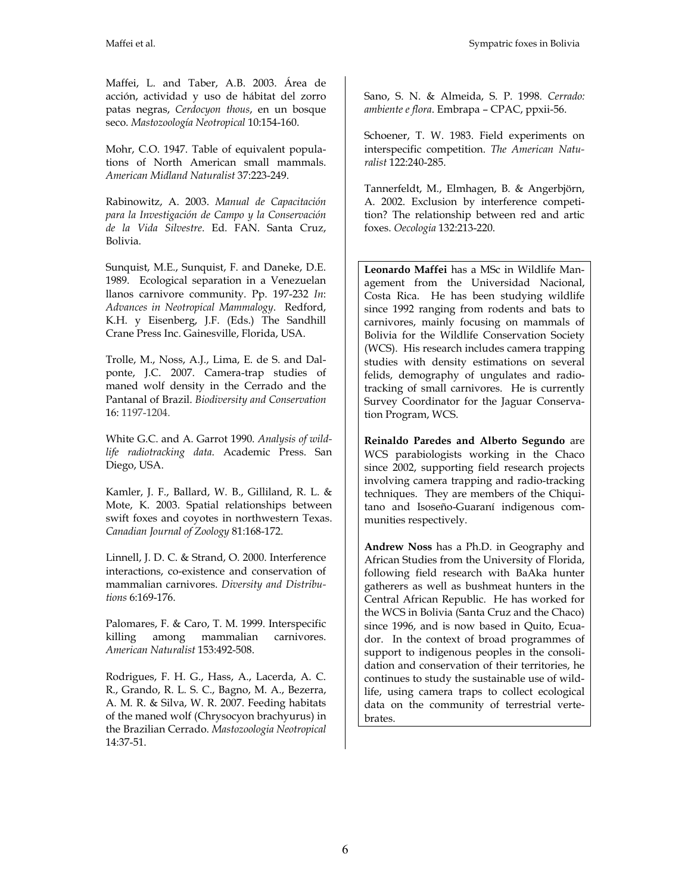Maffei, L. and Taber, A.B. 2003. Área de acción, actividad y uso de hábitat del zorro patas negras, *Cerdocyon thous*, en un bosque seco. *Mastozoología Neotropical* 10:154-160.

Mohr, C.O. 1947. Table of equivalent populations of North American small mammals. *American Midland Naturalist* 37:223-249.

Rabinowitz, A. 2003. *Manual de Capacitación para la Investigación de Campo y la Conservación de la Vida Silvestre*. Ed. FAN. Santa Cruz, Bolivia.

Sunquist, M.E., Sunquist, F. and Daneke, D.E. 1989. Ecological separation in a Venezuelan llanos carnivore community. Pp. 197-232 *In*: *Advances in Neotropical Mammalogy*. Redford, K.H. y Eisenberg, J.F. (Eds.) The Sandhill Crane Press Inc. Gainesville, Florida, USA.

Trolle, M., Noss, A.J., Lima, E. de S. and Dalponte, J.C. 2007. Camera-trap studies of maned wolf density in the Cerrado and the Pantanal of Brazil. *Biodiversity and Conservation* 16: 1197-1204.

White G.C. and A. Garrot 1990. *Analysis of wildlife radiotracking data*. Academic Press. San Diego, USA.

Kamler, J. F., Ballard, W. B., Gilliland, R. L. & Mote, K. 2003. Spatial relationships between swift foxes and coyotes in northwestern Texas. *Canadian Journal of Zoology* 81:168-172.

Linnell, J. D. C. & Strand, O. 2000. Interference interactions, co-existence and conservation of mammalian carnivores. *Diversity and Distributions* 6:169-176.

Palomares, F. & Caro, T. M. 1999. Interspecific killing among mammalian carnivores. *American Naturalist* 153:492-508.

Rodrigues, F. H. G., Hass, A., Lacerda, A. C. R., Grando, R. L. S. C., Bagno, M. A., Bezerra, A. M. R. & Silva, W. R. 2007. Feeding habitats of the maned wolf (Chrysocyon brachyurus) in the Brazilian Cerrado. *Mastozoologia Neotropical* 14:37-51.

Sano, S. N. & Almeida, S. P. 1998. *Cerrado: ambiente e flora*. Embrapa – CPAC, ppxii-56.

Schoener, T. W. 1983. Field experiments on interspecific competition. *The American Naturalist* 122:240-285.

Tannerfeldt, M., Elmhagen, B. & Angerbjörn, A. 2002. Exclusion by interference competition? The relationship between red and artic foxes. *Oecologia* 132:213-220.

**Leonardo Maffei** has a MSc in Wildlife Management from the Universidad Nacional, Costa Rica. He has been studying wildlife since 1992 ranging from rodents and bats to carnivores, mainly focusing on mammals of Bolivia for the Wildlife Conservation Society (WCS). His research includes camera trapping studies with density estimations on several felids, demography of ungulates and radio-tracking of small carnivores. He is currently Survey Coordinator for the Jaguar Conservation Program, WCS.

**Reinaldo Paredes and Alberto Segundo** are WCS parabiologists working in the Chaco since 2002, supporting field research projects involving camera trapping and radio-tracking techniques. They are members of the Chiquitano and Isoseño-Guaraní indigenous communities respectively.

**Andrew Noss** has a Ph.D. in Geography and African Studies from the University of Florida, following field research with BaAka hunter gatherers as well as bushmeat hunters in the Central African Republic. He has worked for the WCS in Bolivia (Santa Cruz and the Chaco) since 1996, and is now based in Quito, Ecuador. In the context of broad programmes of support to indigenous peoples in the consolidation and conservation of their territories, he continues to study the sustainable use of wildlife, using camera traps to collect ecological data on the community of terrestrial vertebrates.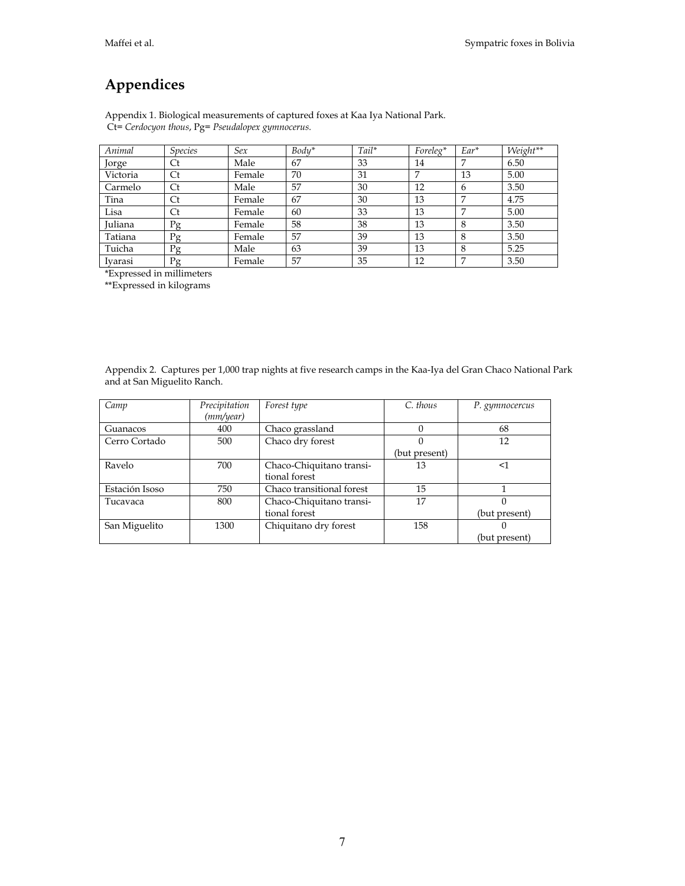# Appendices

Appendix 1. Biological measurements of captured foxes at Kaa Iya National Park.
Ct= *Cerdocyon thous*, Pg= *Pseudalopex gymnocerus.*

| *Animal* | *Species* | *Sex* | *Body** | *Tail** | *Foreleg** | *Ear** | *Weight*** |
|---|---|---|---|---|---|---|---|
| Jorge | Ct | Male | 67 | 33 | 14 | 7 | 6.50 |
| Victoria | Ct | Female | 70 | 31 | 7 | 13 | 5.00 |
| Carmelo | Ct | Male | 57 | 30 | 12 | 6 | 3.50 |
| Tina | Ct | Female | 67 | 30 | 13 | 7 | 4.75 |
| Lisa | Ct | Female | 60 | 33 | 13 | 7 | 5.00 |
| Juliana | Pg | Female | 58 | 38 | 13 | 8 | 3.50 |
| Tatiana | Pg | Female | 57 | 39 | 13 | 8 | 3.50 |
| Tuicha | Pg | Male | 63 | 39 | 13 | 8 | 5.25 |
| Iyarasi | Pg | Female | 57 | 35 | 12 | 7 | 3.50 |

*Expressed in millimeters
**Expressed in kilograms

Appendix 2. Captures per 1,000 trap nights at five research camps in the Kaa-Iya del Gran Chaco National Park and at San Miguelito Ranch.

| *Camp* | *Precipitation (mm/year)* | *Forest type* | *C. thous* | *P. gymnocercus* |
|---|---|---|---|---|
| Guanacos | 400 | Chaco grassland | 0 | 68 |
| Cerro Cortado | 500 | Chaco dry forest | 0 (but present) | 12 |
| Ravelo | 700 | Chaco-Chiquitano transitional forest | 13 | <1 |
| Estación Isoso | 750 | Chaco transitional forest | 15 | 1 |
| Tucavaca | 800 | Chaco-Chiquitano transitional forest | 17 | 0 (but present) |
| San Miguelito | 1300 | Chiquitano dry forest | 158 | 0 (but present) |